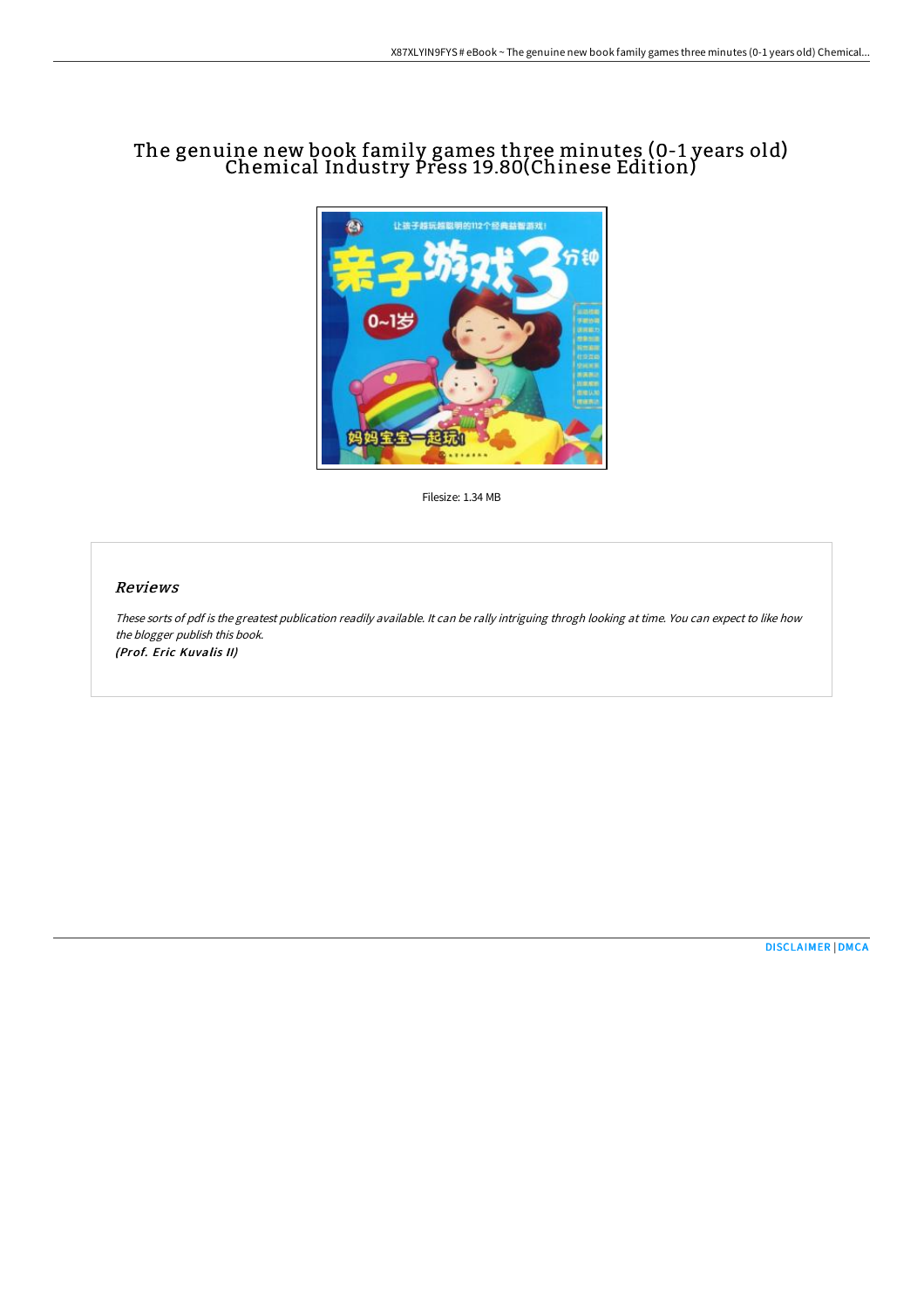# The genuine new book family games three minutes (0-1 years old) Chemical Industry Press 19.80(Chinese Edition)

Filesize: 1.34 MB

## Reviews

*These sorts of pdf is the greatest publication readily available. It can be rally intriguing throgh looking at time. You can expect to like how the blogger publish this book.*
*(Prof. Eric Kuvalis II)*

DISCLAIMER | DMCA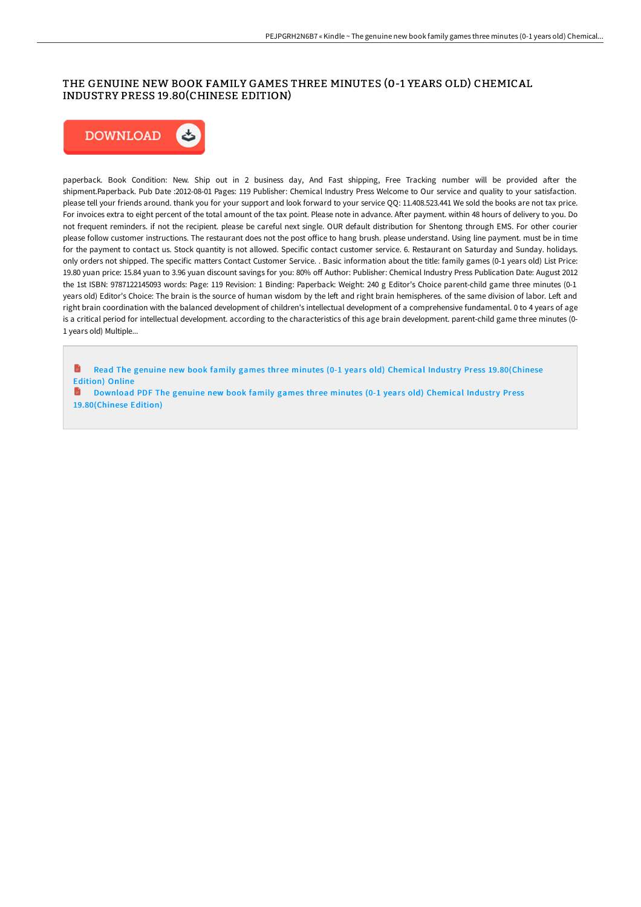# THE GENUINE NEW BOOK FAMILY GAMES THREE MINUTES (0-1 YEARS OLD) CHEMICAL INDUSTRY PRESS 19.80(CHINESE EDITION)

DOWNLOAD

paperback. Book Condition: New. Ship out in 2 business day, And Fast shipping, Free Tracking number will be provided after the shipment.Paperback. Pub Date :2012-08-01 Pages: 119 Publisher: Chemical Industry Press Welcome to Our service and quality to your satisfaction. please tell your friends around. thank you for your support and look forward to your service QQ: 11.408.523.441 We sold the books are not tax price. For invoices extra to eight percent of the total amount of the tax point. Please note in advance. After payment. within 48 hours of delivery to you. Do not frequent reminders. if not the recipient. please be careful next single. OUR default distribution for Shentong through EMS. For other courier please follow customer instructions. The restaurant does not the post office to hang brush. please understand. Using line payment. must be in time for the payment to contact us. Stock quantity is not allowed. Specific contact customer service. 6. Restaurant on Saturday and Sunday. holidays. only orders not shipped. The specific matters Contact Customer Service. . Basic information about the title: family games (0-1 years old) List Price: 19.80 yuan price: 15.84 yuan to 3.96 yuan discount savings for you: 80% off Author: Publisher: Chemical Industry Press Publication Date: August 2012 the 1st ISBN: 9787122145093 words: Page: 119 Revision: 1 Binding: Paperback: Weight: 240 g Editor's Choice parent-child game three minutes (0-1 years old) Editor's Choice: The brain is the source of human wisdom by the left and right brain hemispheres. of the same division of labor. Left and right brain coordination with the balanced development of children's intellectual development of a comprehensive fundamental. 0 to 4 years of age is a critical period for intellectual development. according to the characteristics of this age brain development. parent-child game three minutes (0-1 years old) Multiple...

Read The genuine new book family games three minutes (0-1 years old) Chemical Industry Press 19.80(Chinese Edition) Online

Download PDF The genuine new book family games three minutes (0-1 years old) Chemical Industry Press 19.80(Chinese Edition)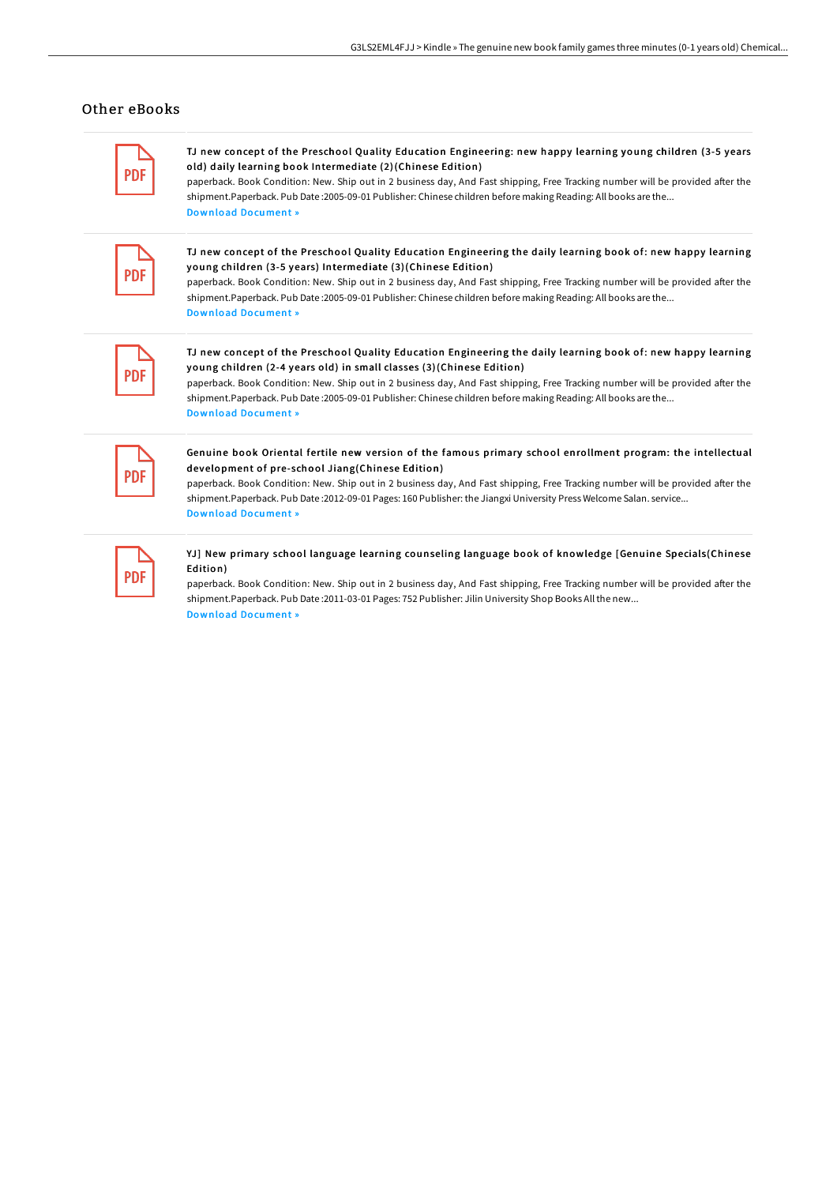## Other eBooks

PDF

**TJ new concept of the Preschool Quality Education Engineering: new happy learning young children (3-5 years old) daily learning book Intermediate (2)(Chinese Edition)**

paperback. Book Condition: New. Ship out in 2 business day, And Fast shipping, Free Tracking number will be provided after the shipment.Paperback. Pub Date :2005-09-01 Publisher: Chinese children before making Reading: All books are the...

Download Document »

PDF

**TJ new concept of the Preschool Quality Education Engineering the daily learning book of: new happy learning young children (3-5 years) Intermediate (3)(Chinese Edition)**

paperback. Book Condition: New. Ship out in 2 business day, And Fast shipping, Free Tracking number will be provided after the shipment.Paperback. Pub Date :2005-09-01 Publisher: Chinese children before making Reading: All books are the...

Download Document »

PDF

**TJ new concept of the Preschool Quality Education Engineering the daily learning book of: new happy learning young children (2-4 years old) in small classes (3)(Chinese Edition)**

paperback. Book Condition: New. Ship out in 2 business day, And Fast shipping, Free Tracking number will be provided after the shipment.Paperback. Pub Date :2005-09-01 Publisher: Chinese children before making Reading: All books are the...

Download Document »

PDF

**Genuine book Oriental fertile new version of the famous primary school enrollment program: the intellectual development of pre-school Jiang(Chinese Edition)**

paperback. Book Condition: New. Ship out in 2 business day, And Fast shipping, Free Tracking number will be provided after the shipment.Paperback. Pub Date :2012-09-01 Pages: 160 Publisher: the Jiangxi University Press Welcome Salan. service...

Download Document »

PDF

**YJ] New primary school language learning counseling language book of knowledge [Genuine Specials(Chinese Edition)**

paperback. Book Condition: New. Ship out in 2 business day, And Fast shipping, Free Tracking number will be provided after the shipment.Paperback. Pub Date :2011-03-01 Pages: 752 Publisher: Jilin University Shop Books All the new...

Download Document »